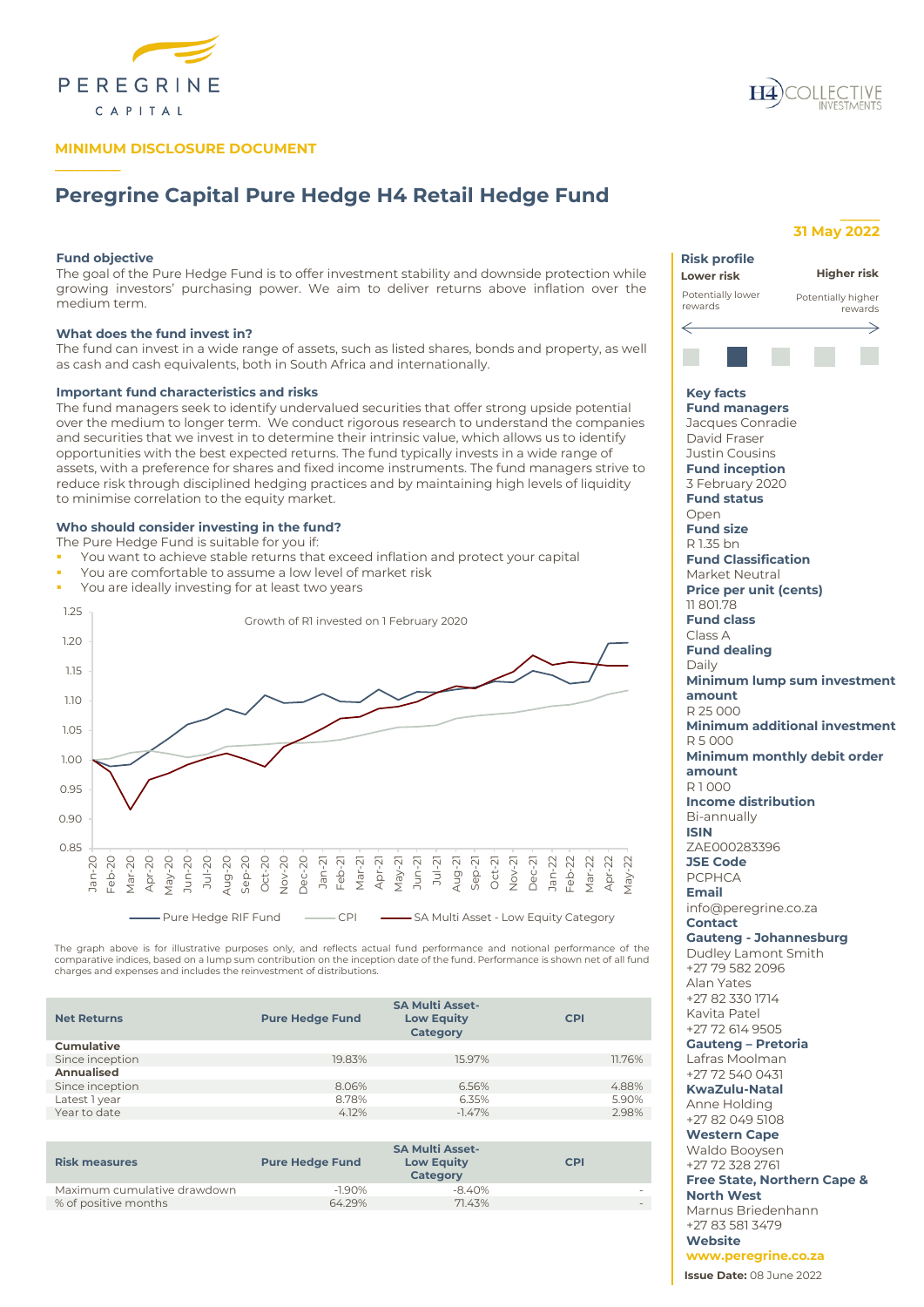**MINIMUM DISCLOSURE DOCUMENT**

# Peregrine Capital Pure Hedge H4 Retail Hedge Fund

**31 May 2022**

### Fund objective

The goal of the Pure Hedge Fund is to offer investment stability and downside protection while growing investors' purchasing power. We aim to deliver returns above inflation over the medium term.

### What does the fund invest in?

The fund can invest in a wide range of assets, such as listed shares, bonds and property, as well as cash and cash equivalents, both in South Africa and internationally.

### Important fund characteristics and risks

The fund managers seek to identify undervalued securities that offer strong upside potential over the medium to longer term. We conduct rigorous research to understand the companies and securities that we invest in to determine their intrinsic value, which allows us to identify opportunities with the best expected returns. The fund typically invests in a wide range of assets, with a preference for shares and fixed income instruments. The fund managers strive to reduce risk through disciplined hedging practices and by maintaining high levels of liquidity to minimise correlation to the equity market.

### Who should consider investing in the fund?

The Pure Hedge Fund is suitable for you if:

- You want to achieve stable returns that exceed inflation and protect your capital
- You are comfortable to assume a low level of market risk
- You are ideally investing for at least two years

Growth of R1 invested on 1 February 2020

Pure Hedge RIF Fund — CPI — SA Multi Asset - Low Equity Category

The graph above is for illustrative purposes only, and reflects actual fund performance and notional performance of the comparative indices, based on a lump sum contribution on the inception date of the fund. Performance is shown net of all fund charges and expenses and includes the reinvestment of distributions.

| Net Returns | Pure Hedge Fund | SA Multi Asset-Low Equity Category | CPI |
|---|---|---|---|
| **Cumulative** | | | |
| Since inception | 19.83% | 15.97% | 11.76% |
| **Annualised** | | | |
| Since inception | 8.06% | 6.56% | 4.88% |
| Latest 1 year | 8.78% | 6.35% | 5.90% |
| Year to date | 4.12% | -1.47% | 2.98% |

| Risk measures | Pure Hedge Fund | SA Multi Asset-Low Equity Category | CPI |
|---|---|---|---|
| Maximum cumulative drawdown | -1.90% | -8.40% | - |
| % of positive months | 64.29% | 71.43% | - |

### Risk profile

**Lower risk** — Potentially lower rewards

**Higher risk** — Potentially higher rewards

### Key facts

**Fund managers**
Jacques Conradie
David Fraser
Justin Cousins

**Fund inception**
3 February 2020

**Fund status**
Open

**Fund size**
R 1.35 bn

**Fund Classification**
Market Neutral

**Price per unit (cents)**
11 801.78

**Fund class**
Class A

**Fund dealing**
Daily

**Minimum lump sum investment amount**
R 25 000

**Minimum additional investment**
R 5 000

**Minimum monthly debit order amount**
R 1 000

**Income distribution**
Bi-annually

**ISIN**
ZAE000283396

**JSE Code**
PCPHCA

**Email**
info@peregrine.co.za

**Contact**

**Gauteng - Johannesburg**
Dudley Lamont Smith
+27 79 582 2096
Alan Yates
+27 82 330 1714
Kavita Patel
+27 72 614 9505

**Gauteng – Pretoria**
Lafras Moolman
+27 72 540 0431

**KwaZulu-Natal**
Anne Holding
+27 82 049 5108

**Western Cape**
Waldo Booysen
+27 72 328 2761

**Free State, Northern Cape & North West**
Marnus Briedenhann
+27 83 581 3479

**Website**
www.peregrine.co.za

**Issue Date:** 08 June 2022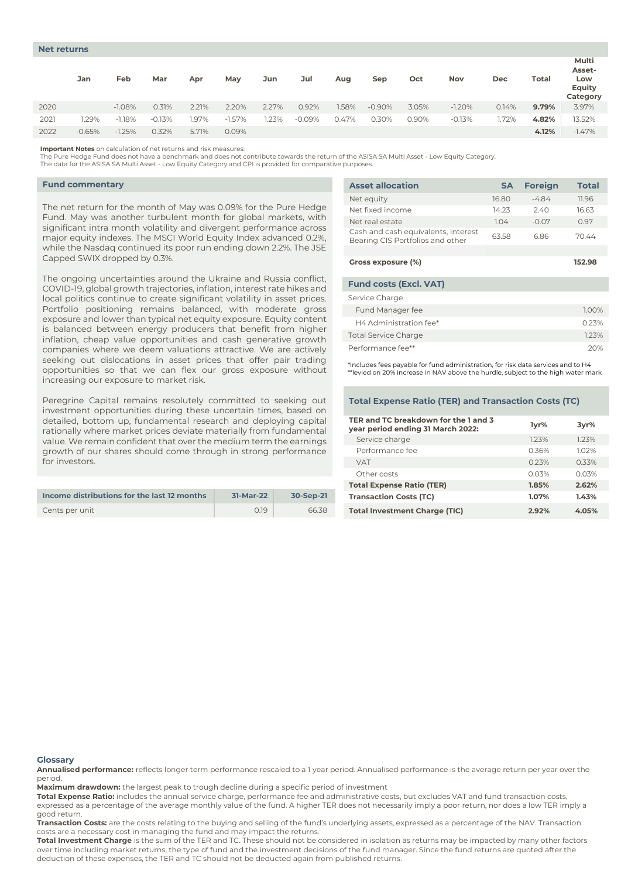## Net returns

| | Jan | Feb | Mar | Apr | May | Jun | Jul | Aug | Sep | Oct | Nov | Dec | Total | Multi Asset-Low Equity Category |
|---|---|---|---|---|---|---|---|---|---|---|---|---|---|---|
| 2020 | | -1.08% | 0.31% | 2.21% | 2.20% | 2.27% | 0.92% | 1.58% | -0.90% | 3.05% | -1.20% | 0.14% | **9.79%** | 3.97% |
| 2021 | 1.29% | -1.18% | -0.13% | 1.97% | -1.57% | 1.23% | -0.09% | 0.47% | 0.30% | 0.90% | -0.13% | 1.72% | **4.82%** | 13.52% |
| 2022 | -0.65% | -1.25% | 0.32% | 5.71% | 0.09% | | | | | | | | **4.12%** | -1.47% |

**Important Notes** on calculation of net returns and risk measures:
The Pure Hedge Fund does not have a benchmark and does not contribute towards the return of the ASISA SA Multi Asset - Low Equity Category.
The data for the ASISA SA Multi Asset - Low Equity Category and CPI is provided for comparative purposes.

## Fund commentary

The net return for the month of May was 0.09% for the Pure Hedge Fund. May was another turbulent month for global markets, with significant intra month volatility and divergent performance across major equity indexes. The MSCI World Equity Index advanced 0.2%, while the Nasdaq continued its poor run ending down 2.2%. The JSE Capped SWIX dropped by 0.3%.

The ongoing uncertainties around the Ukraine and Russia conflict, COVID-19, global growth trajectories, inflation, interest rate hikes and local politics continue to create significant volatility in asset prices. Portfolio positioning remains balanced, with moderate gross exposure and lower than typical net equity exposure. Equity content is balanced between energy producers that benefit from higher inflation, cheap value opportunities and cash generative growth companies where we deem valuations attractive. We are actively seeking out dislocations in asset prices that offer pair trading opportunities so that we can flex our gross exposure without increasing our exposure to market risk.

Peregrine Capital remains resolutely committed to seeking out investment opportunities during these uncertain times, based on detailed, bottom up, fundamental research and deploying capital rationally where market prices deviate materially from fundamental value. We remain confident that over the medium term the earnings growth of our shares should come through in strong performance for investors.

| Income distributions for the last 12 months | 31-Mar-22 | 30-Sep-21 |
|---|---|---|
| Cents per unit | 0.19 | 66.38 |

| Asset allocation | SA | Foreign | Total |
|---|---|---|---|
| Net equity | 16.80 | -4.84 | 11.96 |
| Net fixed income | 14.23 | 2.40 | 16.63 |
| Net real estate | 1.04 | -0.07 | 0.97 |
| Cash and cash equivalents, Interest Bearing CIS Portfolios and other | 63.58 | 6.86 | 70.44 |
| | | | |
| **Gross exposure (%)** | | | **152.98** |

| Fund costs (Excl. VAT) | |
|---|---|
| Service Charge | |
| Fund Manager fee | 1.00% |
| H4 Administration fee* | 0.23% |
| Total Service Charge | 1.23% |
| Performance fee** | 20% |

*Includes fees payable for fund administration, for risk data services and to H4
**levied on 20% increase in NAV above the hurdle, subject to the high water mark

## Total Expense Ratio (TER) and Transaction Costs (TC)

| TER and TC breakdown for the 1 and 3 year period ending 31 March 2022: | 1yr% | 3yr% |
|---|---|---|
| Service charge | 1.23% | 1.23% |
| Performance fee | 0.36% | 1.02% |
| VAT | 0.23% | 0.33% |
| Other costs | 0.03% | 0.03% |
| **Total Expense Ratio (TER)** | **1.85%** | **2.62%** |
| **Transaction Costs (TC)** | **1.07%** | **1.43%** |
| **Total Investment Charge (TIC)** | **2.92%** | **4.05%** |

## Glossary

**Annualised performance:** reflects longer term performance rescaled to a 1 year period. Annualised performance is the average return per year over the period.

**Maximum drawdown:** the largest peak to trough decline during a specific period of investment

**Total Expense Ratio:** includes the annual service charge, performance fee and administrative costs, but excludes VAT and fund transaction costs, expressed as a percentage of the average monthly value of the fund. A higher TER does not necessarily imply a poor return, nor does a low TER imply a good return.

**Transaction Costs:** are the costs relating to the buying and selling of the fund's underlying assets, expressed as a percentage of the NAV. Transaction costs are a necessary cost in managing the fund and may impact the returns.

**Total Investment Charge** is the sum of the TER and TC. These should not be considered in isolation as returns may be impacted by many other factors over time including market returns, the type of fund and the investment decisions of the fund manager. Since the fund returns are quoted after the deduction of these expenses, the TER and TC should not be deducted again from published returns.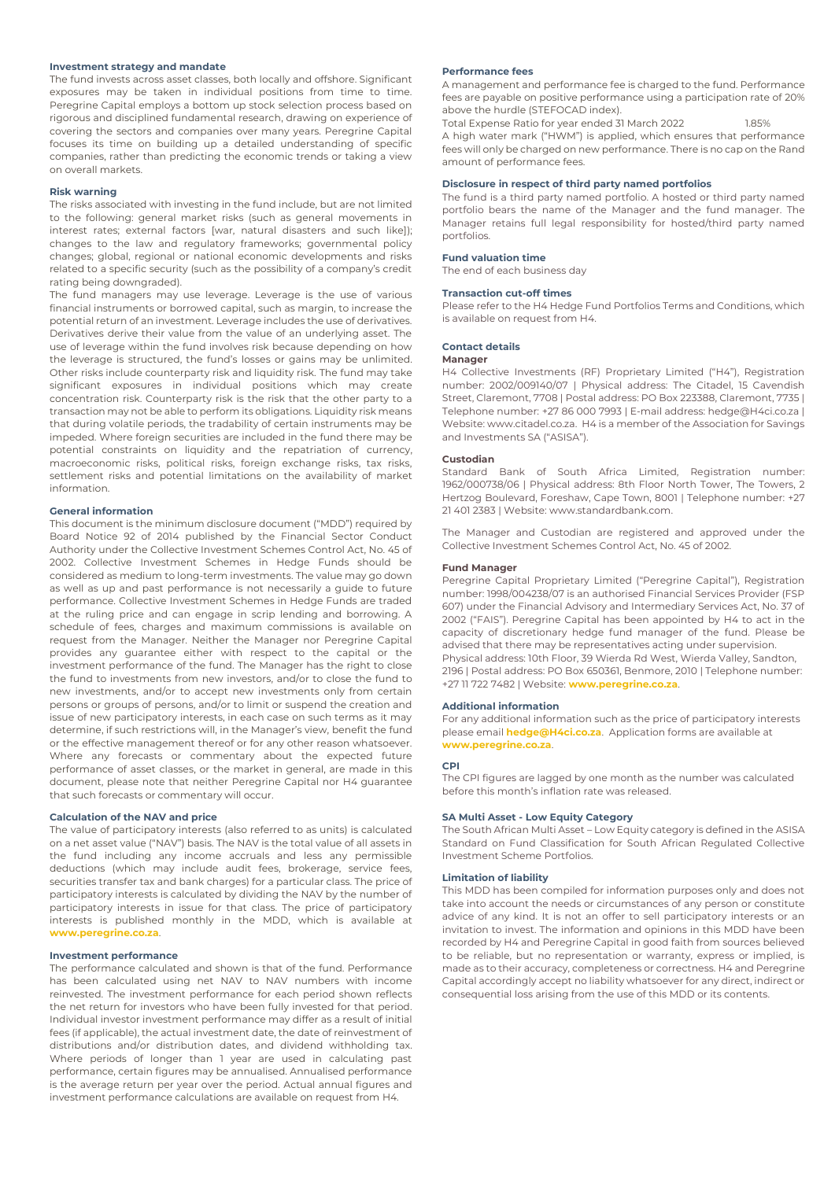### Investment strategy and mandate

The fund invests across asset classes, both locally and offshore. Significant exposures may be taken in individual positions from time to time. Peregrine Capital employs a bottom up stock selection process based on rigorous and disciplined fundamental research, drawing on experience of covering the sectors and companies over many years. Peregrine Capital focuses its time on building up a detailed understanding of specific companies, rather than predicting the economic trends or taking a view on overall markets.

### Risk warning

The risks associated with investing in the fund include, but are not limited to the following: general market risks (such as general movements in interest rates; external factors [war, natural disasters and such like]); changes to the law and regulatory frameworks; governmental policy changes; global, regional or national economic developments and risks related to a specific security (such as the possibility of a company's credit rating being downgraded).

The fund managers may use leverage. Leverage is the use of various financial instruments or borrowed capital, such as margin, to increase the potential return of an investment. Leverage includes the use of derivatives. Derivatives derive their value from the value of an underlying asset. The use of leverage within the fund involves risk because depending on how the leverage is structured, the fund's losses or gains may be unlimited. Other risks include counterparty risk and liquidity risk. The fund may take significant exposures in individual positions which may create concentration risk. Counterparty risk is the risk that the other party to a transaction may not be able to perform its obligations. Liquidity risk means that during volatile periods, the tradability of certain instruments may be impeded. Where foreign securities are included in the fund there may be potential constraints on liquidity and the repatriation of currency, macroeconomic risks, political risks, foreign exchange risks, tax risks, settlement risks and potential limitations on the availability of market information.

### General information

This document is the minimum disclosure document ("MDD") required by Board Notice 92 of 2014 published by the Financial Sector Conduct Authority under the Collective Investment Schemes Control Act, No. 45 of 2002. Collective Investment Schemes in Hedge Funds should be considered as medium to long-term investments. The value may go down as well as up and past performance is not necessarily a guide to future performance. Collective Investment Schemes in Hedge Funds are traded at the ruling price and can engage in scrip lending and borrowing. A schedule of fees, charges and maximum commissions is available on request from the Manager. Neither the Manager nor Peregrine Capital provides any guarantee either with respect to the capital or the investment performance of the fund. The Manager has the right to close the fund to investments from new investors, and/or to close the fund to new investments, and/or to accept new investments only from certain persons or groups of persons, and/or to limit or suspend the creation and issue of new participatory interests, in each case on such terms as it may determine, if such restrictions will, in the Manager's view, benefit the fund or the effective management thereof or for any other reason whatsoever. Where any forecasts or commentary about the expected future performance of asset classes, or the market in general, are made in this document, please note that neither Peregrine Capital nor H4 guarantee that such forecasts or commentary will occur.

### Calculation of the NAV and price

The value of participatory interests (also referred to as units) is calculated on a net asset value ("NAV") basis. The NAV is the total value of all assets in the fund including any income accruals and less any permissible deductions (which may include audit fees, brokerage, service fees, securities transfer tax and bank charges) for a particular class. The price of participatory interests is calculated by dividing the NAV by the number of participatory interests in issue for that class. The price of participatory interests is published monthly in the MDD, which is available at **www.peregrine.co.za**.

### Investment performance

The performance calculated and shown is that of the fund. Performance has been calculated using net NAV to NAV numbers with income reinvested. The investment performance for each period shown reflects the net return for investors who have been fully invested for that period. Individual investor investment performance may differ as a result of initial fees (if applicable), the actual investment date, the date of reinvestment of distributions and/or distribution dates, and dividend withholding tax. Where periods of longer than 1 year are used in calculating past performance, certain figures may be annualised. Annualised performance is the average return per year over the period. Actual annual figures and investment performance calculations are available on request from H4.

### Performance fees

A management and performance fee is charged to the fund. Performance fees are payable on positive performance using a participation rate of 20% above the hurdle (STEFOCAD index).

Total Expense Ratio for year ended 31 March 2022 1.85%

A high water mark ("HWM") is applied, which ensures that performance fees will only be charged on new performance. There is no cap on the Rand amount of performance fees.

### Disclosure in respect of third party named portfolios

The fund is a third party named portfolio. A hosted or third party named portfolio bears the name of the Manager and the fund manager. The Manager retains full legal responsibility for hosted/third party named portfolios.

### Fund valuation time

The end of each business day

### Transaction cut-off times

Please refer to the H4 Hedge Fund Portfolios Terms and Conditions, which is available on request from H4.

### Contact details

**Manager**

H4 Collective Investments (RF) Proprietary Limited ("H4"), Registration number: 2002/009140/07 | Physical address: The Citadel, 15 Cavendish Street, Claremont, 7708 | Postal address: PO Box 223388, Claremont, 7735 | Telephone number: +27 86 000 7993 | E-mail address: hedge@H4ci.co.za | Website: www.citadel.co.za. H4 is a member of the Association for Savings and Investments SA ("ASISA").

### Custodian

Standard Bank of South Africa Limited, Registration number: 1962/000738/06 | Physical address: 8th Floor North Tower, The Towers, 2 Hertzog Boulevard, Foreshaw, Cape Town, 8001 | Telephone number: +27 21 401 2383 | Website: www.standardbank.com.

The Manager and Custodian are registered and approved under the Collective Investment Schemes Control Act, No. 45 of 2002.

### Fund Manager

Peregrine Capital Proprietary Limited ("Peregrine Capital"), Registration number: 1998/004238/07 is an authorised Financial Services Provider (FSP 607) under the Financial Advisory and Intermediary Services Act, No. 37 of 2002 ("FAIS"). Peregrine Capital has been appointed by H4 to act in the capacity of discretionary hedge fund manager of the fund. Please be advised that there may be representatives acting under supervision.

Physical address: 10th Floor, 39 Wierda Rd West, Wierda Valley, Sandton, 2196 | Postal address: PO Box 650361, Benmore, 2010 | Telephone number: +27 11 722 7482 | Website: **www.peregrine.co.za**.

### Additional information

For any additional information such as the price of participatory interests please email **hedge@H4ci.co.za**. Application forms are available at **www.peregrine.co.za**.

### CPI

The CPI figures are lagged by one month as the number was calculated before this month's inflation rate was released.

### SA Multi Asset - Low Equity Category

The South African Multi Asset – Low Equity category is defined in the ASISA Standard on Fund Classification for South African Regulated Collective Investment Scheme Portfolios.

### Limitation of liability

This MDD has been compiled for information purposes only and does not take into account the needs or circumstances of any person or constitute advice of any kind. It is not an offer to sell participatory interests or an invitation to invest. The information and opinions in this MDD have been recorded by H4 and Peregrine Capital in good faith from sources believed to be reliable, but no representation or warranty, express or implied, is made as to their accuracy, completeness or correctness. H4 and Peregrine Capital accordingly accept no liability whatsoever for any direct, indirect or consequential loss arising from the use of this MDD or its contents.